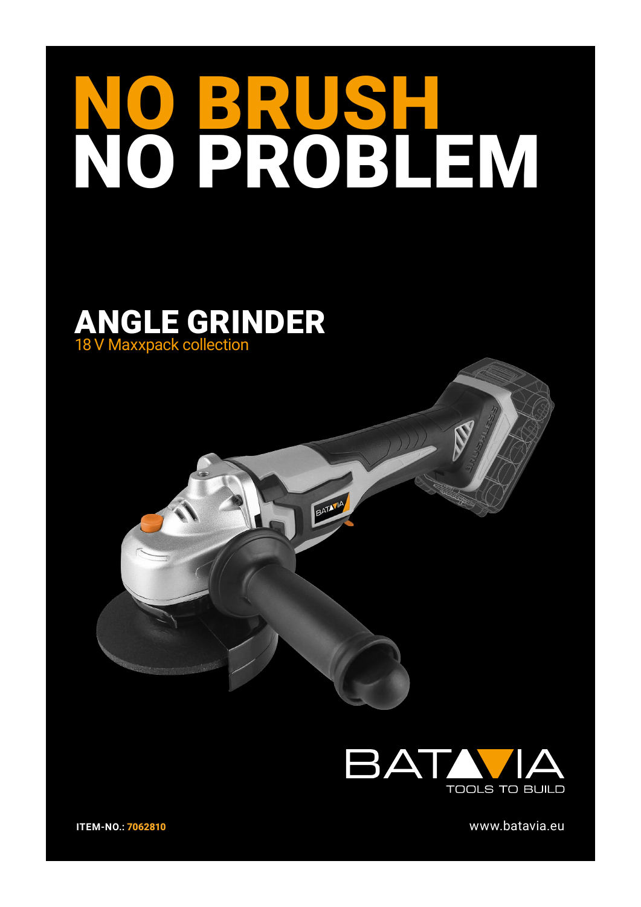# NO BRUSH NO PROBLEM

## ANGLE GRINDER

18 V Maxxpack collection

BATAVIA

TOOLS TO BUILD

**ITEM-NO.: 7062810**

www.batavia.eu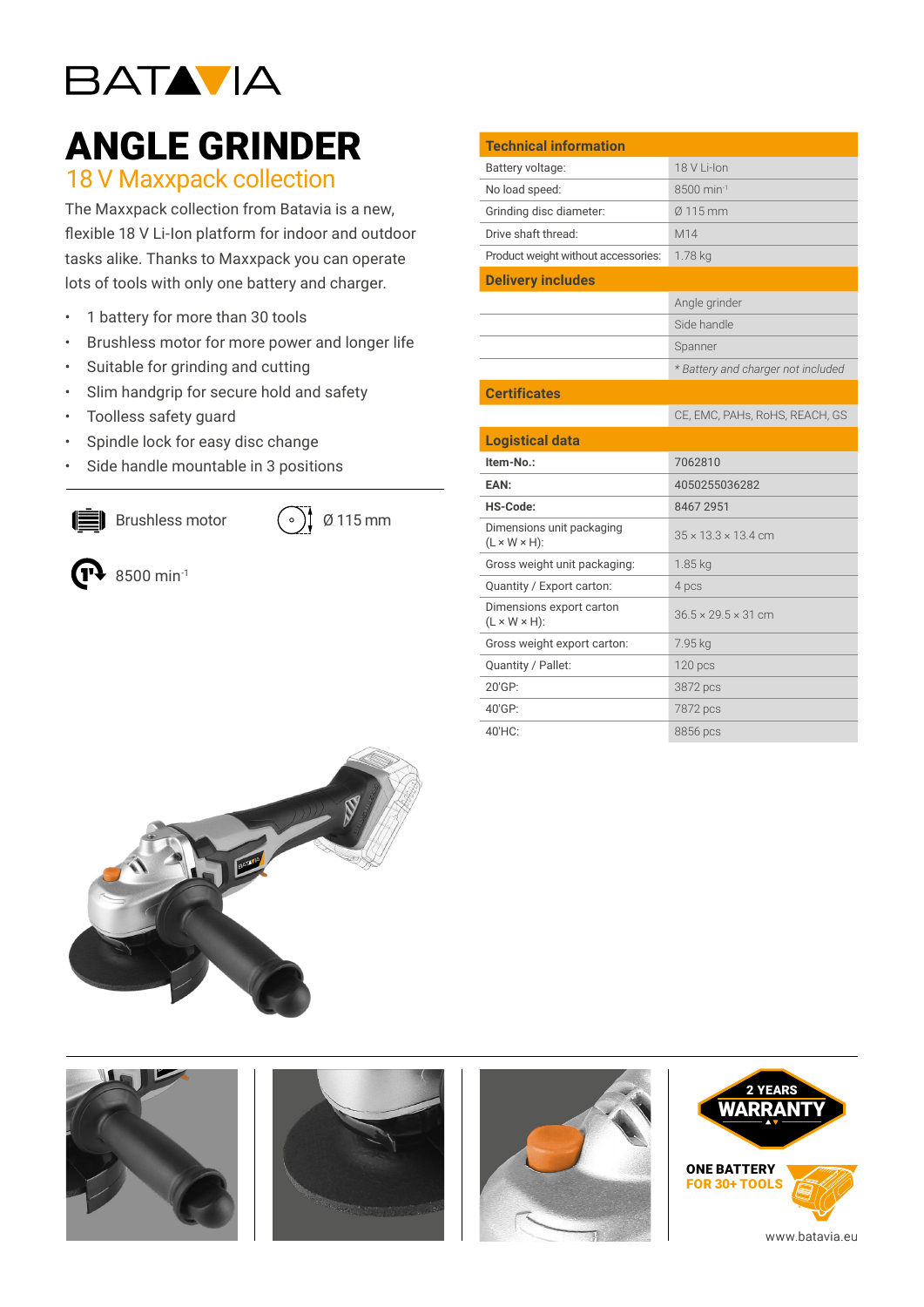BATAVIA

# ANGLE GRINDER

## 18 V Maxxpack collection

The Maxxpack collection from Batavia is a new, flexible 18 V Li-Ion platform for indoor and outdoor tasks alike. Thanks to Maxxpack you can operate lots of tools with only one battery and charger.

- 1 battery for more than 30 tools
- Brushless motor for more power and longer life
- Suitable for grinding and cutting
- Slim handgrip for secure hold and safety
- Toolless safety guard
- Spindle lock for easy disc change
- Side handle mountable in 3 positions

Brushless motor

Ø 115 mm

8500 min$^{-1}$

| **Technical information** | |
|---|---|
| Battery voltage: | 18 V Li-Ion |
| No load speed: | 8500 min$^{-1}$ |
| Grinding disc diameter: | Ø 115 mm |
| Drive shaft thread: | M14 |
| Product weight without accessories: | 1.78 kg |
| **Delivery includes** | |
| | Angle grinder |
| | Side handle |
| | Spanner |
| | *\* Battery and charger not included* |
| **Certificates** | |
| | CE, EMC, PAHs, RoHS, REACH, GS |
| **Logistical data** | |
| **Item-No.:** | 7062810 |
| **EAN:** | 4050255036282 |
| **HS-Code:** | 8467 2951 |
| Dimensions unit packaging (L × W × H): | 35 × 13.3 × 13.4 cm |
| Gross weight unit packaging: | 1.85 kg |
| Quantity / Export carton: | 4 pcs |
| Dimensions export carton (L × W × H): | 36.5 × 29.5 × 31 cm |
| Gross weight export carton: | 7.95 kg |
| Quantity / Pallet: | 120 pcs |
| 20'GP: | 3872 pcs |
| 40'GP: | 7872 pcs |
| 40'HC: | 8856 pcs |

2 YEARS WARRANTY

ONE BATTERY FOR 30+ TOOLS

www.batavia.eu